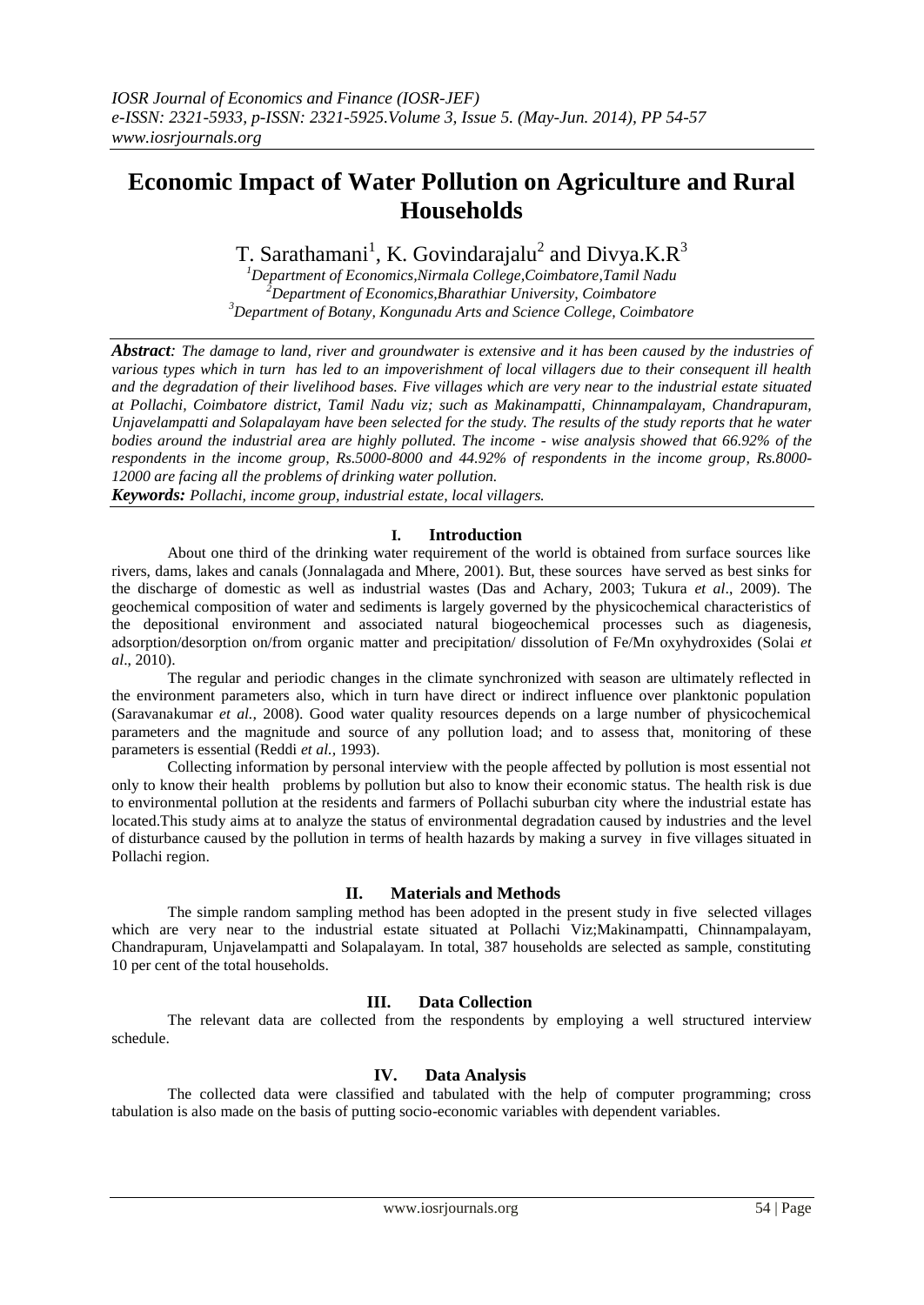# Economic Impact of Water Pollution on Agriculture and Rural Households

T. Sarathamani[1], K. Govindarajalu[2] and Divya.K.R[3]

[1]*Department of Economics,Nirmala College,Coimbatore,Tamil Nadu*
[2]*Department of Economics,Bharathiar University, Coimbatore*
[3]*Department of Botany, Kongunadu Arts and Science College, Coimbatore*

***Abstract****: The damage to land, river and groundwater is extensive and it has been caused by the industries of various types which in turn has led to an impoverishment of local villagers due to their consequent ill health and the degradation of their livelihood bases. Five villages which are very near to the industrial estate situated at Pollachi, Coimbatore district, Tamil Nadu viz; such as Makinampatti, Chinnampalayam, Chandrapuram, Unjavelampatti and Solapalayam have been selected for the study. The results of the study reports that he water bodies around the industrial area are highly polluted. The income - wise analysis showed that 66.92% of the respondents in the income group, Rs.5000-8000 and 44.92% of respondents in the income group, Rs.8000-12000 are facing all the problems of drinking water pollution.*

***Keywords:*** *Pollachi, income group, industrial estate, local villagers.*

## I. Introduction

About one third of the drinking water requirement of the world is obtained from surface sources like rivers, dams, lakes and canals (Jonnalagada and Mhere, 2001). But, these sources have served as best sinks for the discharge of domestic as well as industrial wastes (Das and Achary, 2003; Tukura *et al*., 2009). The geochemical composition of water and sediments is largely governed by the physicochemical characteristics of the depositional environment and associated natural biogeochemical processes such as diagenesis, adsorption/desorption on/from organic matter and precipitation/ dissolution of Fe/Mn oxyhydroxides (Solai *et al*., 2010).

The regular and periodic changes in the climate synchronized with season are ultimately reflected in the environment parameters also, which in turn have direct or indirect influence over planktonic population (Saravanakumar *et al.,* 2008). Good water quality resources depends on a large number of physicochemical parameters and the magnitude and source of any pollution load; and to assess that, monitoring of these parameters is essential (Reddi *et al.,* 1993).

Collecting information by personal interview with the people affected by pollution is most essential not only to know their health problems by pollution but also to know their economic status. The health risk is due to environmental pollution at the residents and farmers of Pollachi suburban city where the industrial estate has located.This study aims at to analyze the status of environmental degradation caused by industries and the level of disturbance caused by the pollution in terms of health hazards by making a survey in five villages situated in Pollachi region.

## II. Materials and Methods

The simple random sampling method has been adopted in the present study in five selected villages which are very near to the industrial estate situated at Pollachi Viz;Makinampatti, Chinnampalayam, Chandrapuram, Unjavelampatti and Solapalayam. In total, 387 households are selected as sample, constituting 10 per cent of the total households.

## III. Data Collection

The relevant data are collected from the respondents by employing a well structured interview schedule.

## IV. Data Analysis

The collected data were classified and tabulated with the help of computer programming; cross tabulation is also made on the basis of putting socio-economic variables with dependent variables.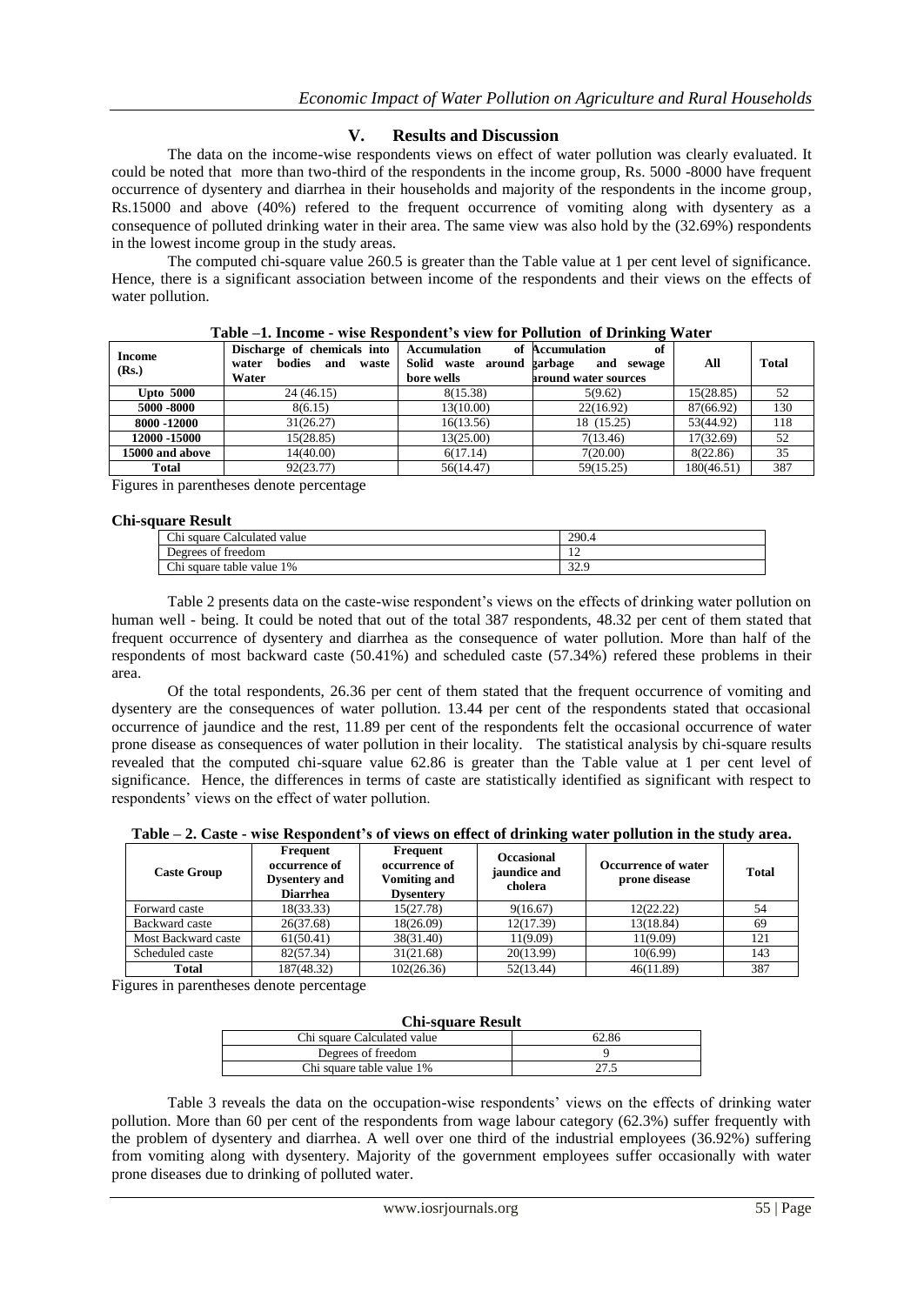## V. Results and Discussion

The data on the income-wise respondents views on effect of water pollution was clearly evaluated. It could be noted that more than two-third of the respondents in the income group, Rs. 5000 -8000 have frequent occurrence of dysentery and diarrhea in their households and majority of the respondents in the income group, Rs.15000 and above (40%) refered to the frequent occurrence of vomiting along with dysentery as a consequence of polluted drinking water in their area. The same view was also hold by the (32.69%) respondents in the lowest income group in the study areas.

The computed chi-square value 260.5 is greater than the Table value at 1 per cent level of significance. Hence, there is a significant association between income of the respondents and their views on the effects of water pollution.

**Table –1. Income - wise Respondent's view for Pollution of Drinking Water**

| Income (Rs.) | Discharge of chemicals into water bodies and waste Water | Accumulation of Solid waste around bore wells | Accumulation of garbage and sewage around water sources | All | Total |
|---|---|---|---|---|---|
| Upto 5000 | 24 (46.15) | 8(15.38) | 5(9.62) | 15(28.85) | 52 |
| 5000 -8000 | 8(6.15) | 13(10.00) | 22(16.92) | 87(66.92) | 130 |
| 8000 -12000 | 31(26.27) | 16(13.56) | 18 (15.25) | 53(44.92) | 118 |
| 12000 -15000 | 15(28.85) | 13(25.00) | 7(13.46) | 17(32.69) | 52 |
| 15000 and above | 14(40.00) | 6(17.14) | 7(20.00) | 8(22.86) | 35 |
| Total | 92(23.77) | 56(14.47) | 59(15.25) | 180(46.51) | 387 |

Figures in parentheses denote percentage

**Chi-square Result**

| | |
|---|---|
| Chi square Calculated value | 290.4 |
| Degrees of freedom | 12 |
| Chi square table value 1% | 32.9 |

Table 2 presents data on the caste-wise respondent's views on the effects of drinking water pollution on human well - being. It could be noted that out of the total 387 respondents, 48.32 per cent of them stated that frequent occurrence of dysentery and diarrhea as the consequence of water pollution. More than half of the respondents of most backward caste (50.41%) and scheduled caste (57.34%) refered these problems in their area.

Of the total respondents, 26.36 per cent of them stated that the frequent occurrence of vomiting and dysentery are the consequences of water pollution. 13.44 per cent of the respondents stated that occasional occurrence of jaundice and the rest, 11.89 per cent of the respondents felt the occasional occurrence of water prone disease as consequences of water pollution in their locality. The statistical analysis by chi-square results revealed that the computed chi-square value 62.86 is greater than the Table value at 1 per cent level of significance. Hence, the differences in terms of caste are statistically identified as significant with respect to respondents' views on the effect of water pollution.

**Table – 2. Caste - wise Respondent's of views on effect of drinking water pollution in the study area.**

| Caste Group | Frequent occurrence of Dysentery and Diarrhea | Frequent occurrence of Vomiting and Dysentery | Occasional jaundice and cholera | Occurrence of water prone disease | Total |
|---|---|---|---|---|---|
| Forward caste | 18(33.33) | 15(27.78) | 9(16.67) | 12(22.22) | 54 |
| Backward caste | 26(37.68) | 18(26.09) | 12(17.39) | 13(18.84) | 69 |
| Most Backward caste | 61(50.41) | 38(31.40) | 11(9.09) | 11(9.09) | 121 |
| Scheduled caste | 82(57.34) | 31(21.68) | 20(13.99) | 10(6.99) | 143 |
| Total | 187(48.32) | 102(26.36) | 52(13.44) | 46(11.89) | 387 |

Figures in parentheses denote percentage

**Chi-square Result**

| | |
|---|---|
| Chi square Calculated value | 62.86 |
| Degrees of freedom | 9 |
| Chi square table value 1% | 27.5 |

Table 3 reveals the data on the occupation-wise respondents' views on the effects of drinking water pollution. More than 60 per cent of the respondents from wage labour category (62.3%) suffer frequently with the problem of dysentery and diarrhea. A well over one third of the industrial employees (36.92%) suffering from vomiting along with dysentery. Majority of the government employees suffer occasionally with water prone diseases due to drinking of polluted water.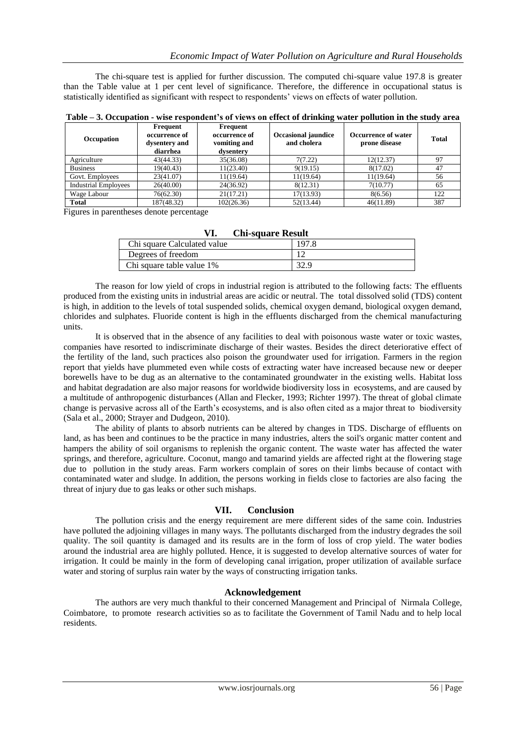The chi-square test is applied for further discussion. The computed chi-square value 197.8 is greater than the Table value at 1 per cent level of significance. Therefore, the difference in occupational status is statistically identified as significant with respect to respondents' views on effects of water pollution.

**Table – 3. Occupation - wise respondent's of views on effect of drinking water pollution in the study area**

| Occupation | Frequent occurrence of dysentery and diarrhea | Frequent occurrence of vomiting and dysentery | Occasional jaundice and cholera | Occurrence of water prone disease | Total |
|---|---|---|---|---|---|
| Agriculture | 43(44.33) | 35(36.08) | 7(7.22) | 12(12.37) | 97 |
| Business | 19(40.43) | 11(23.40) | 9(19.15) | 8(17.02) | 47 |
| Govt. Employees | 23(41.07) | 11(19.64) | 11(19.64) | 11(19.64) | 56 |
| Industrial Employees | 26(40.00) | 24(36.92) | 8(12.31) | 7(10.77) | 65 |
| Wage Labour | 76(62.30) | 21(17.21) | 17(13.93) | 8(6.56) | 122 |
| **Total** | 187(48.32) | 102(26.36) | 52(13.44) | 46(11.89) | 387 |

Figures in parentheses denote percentage

## VI. Chi-square Result

| Chi square Calculated value | 197.8 |
|---|---|
| Degrees of freedom | 12 |
| Chi square table value 1% | 32.9 |

The reason for low yield of crops in industrial region is attributed to the following facts: The effluents produced from the existing units in industrial areas are acidic or neutral. The total dissolved solid (TDS) content is high, in addition to the levels of total suspended solids, chemical oxygen demand, biological oxygen demand, chlorides and sulphates. Fluoride content is high in the effluents discharged from the chemical manufacturing units.

It is observed that in the absence of any facilities to deal with poisonous waste water or toxic wastes, companies have resorted to indiscriminate discharge of their wastes. Besides the direct deteriorative effect of the fertility of the land, such practices also poison the groundwater used for irrigation. Farmers in the region report that yields have plummeted even while costs of extracting water have increased because new or deeper borewells have to be dug as an alternative to the contaminated groundwater in the existing wells. Habitat loss and habitat degradation are also major reasons for worldwide biodiversity loss in ecosystems, and are caused by a multitude of anthropogenic disturbances (Allan and Flecker, 1993; Richter 1997). The threat of global climate change is pervasive across all of the Earth's ecosystems, and is also often cited as a major threat to biodiversity (Sala et al., 2000; Strayer and Dudgeon, 2010).

The ability of plants to absorb nutrients can be altered by changes in TDS. Discharge of effluents on land, as has been and continues to be the practice in many industries, alters the soil's organic matter content and hampers the ability of soil organisms to replenish the organic content. The waste water has affected the water springs, and therefore, agriculture. Coconut, mango and tamarind yields are affected right at the flowering stage due to pollution in the study areas. Farm workers complain of sores on their limbs because of contact with contaminated water and sludge. In addition, the persons working in fields close to factories are also facing the threat of injury due to gas leaks or other such mishaps.

## VII. Conclusion

The pollution crisis and the energy requirement are mere different sides of the same coin. Industries have polluted the adjoining villages in many ways. The pollutants discharged from the industry degrades the soil quality. The soil quantity is damaged and its results are in the form of loss of crop yield. The water bodies around the industrial area are highly polluted. Hence, it is suggested to develop alternative sources of water for irrigation. It could be mainly in the form of developing canal irrigation, proper utilization of available surface water and storing of surplus rain water by the ways of constructing irrigation tanks.

## Acknowledgement

The authors are very much thankful to their concerned Management and Principal of Nirmala College, Coimbatore, to promote research activities so as to facilitate the Government of Tamil Nadu and to help local residents.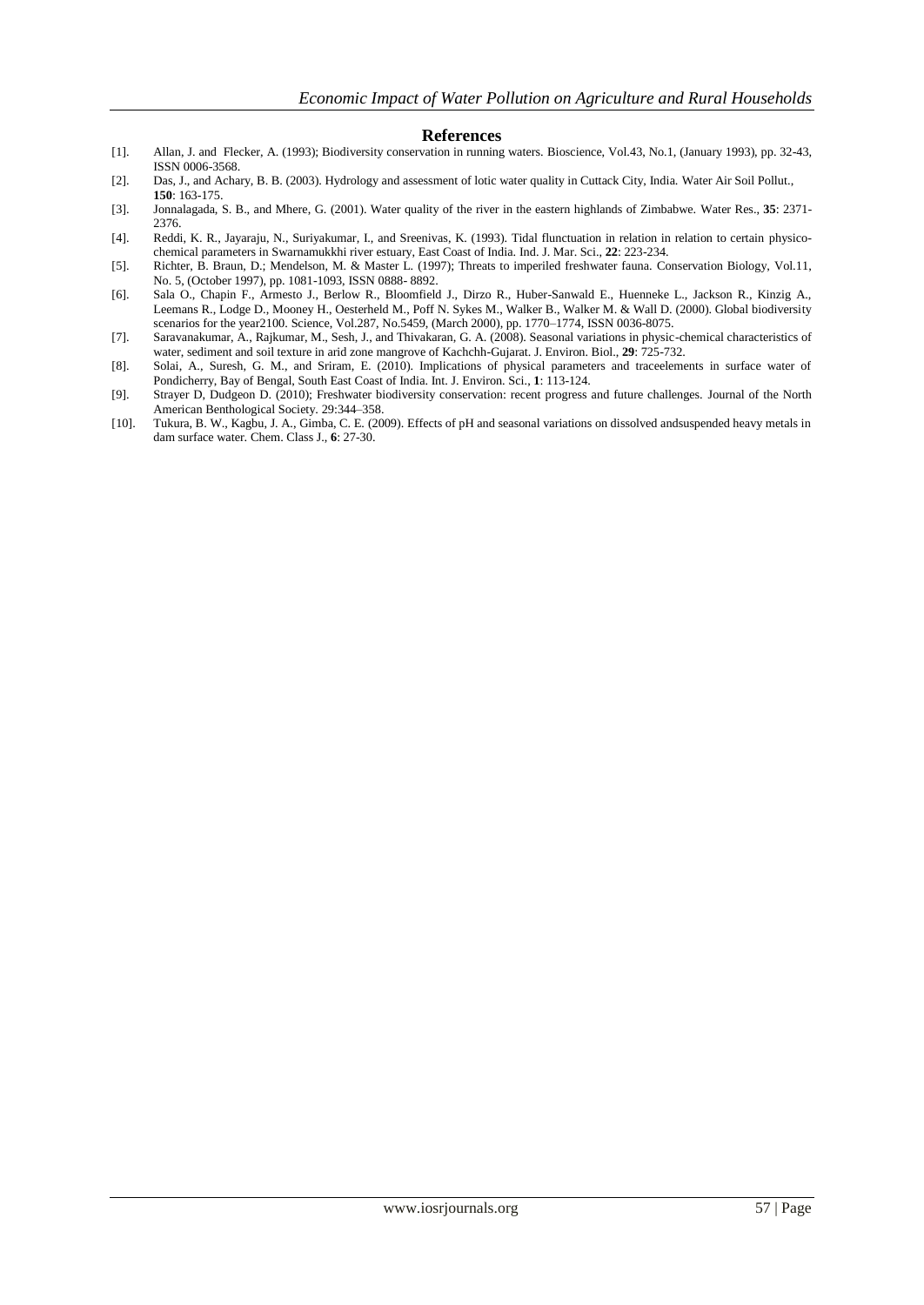## References

[1]. Allan, J. and Flecker, A. (1993); Biodiversity conservation in running waters. Bioscience, Vol.43, No.1, (January 1993), pp. 32-43, ISSN 0006-3568.

[2]. Das, J., and Achary, B. B. (2003). Hydrology and assessment of lotic water quality in Cuttack City, India. Water Air Soil Pollut., **150**: 163-175.

[3]. Jonnalagada, S. B., and Mhere, G. (2001). Water quality of the river in the eastern highlands of Zimbabwe. Water Res., **35**: 2371-2376.

[4]. Reddi, K. R., Jayaraju, N., Suriyakumar, I., and Sreenivas, K. (1993). Tidal flunctuation in relation in relation to certain physico-chemical parameters in Swarnamukkhi river estuary, East Coast of India. Ind. J. Mar. Sci., **22**: 223-234.

[5]. Richter, B. Braun, D.; Mendelson, M. & Master L. (1997); Threats to imperiled freshwater fauna. Conservation Biology, Vol.11, No. 5, (October 1997), pp. 1081-1093, ISSN 0888- 8892.

[6]. Sala O., Chapin F., Armesto J., Berlow R., Bloomfield J., Dirzo R., Huber-Sanwald E., Huenneke L., Jackson R., Kinzig A., Leemans R., Lodge D., Mooney H., Oesterheld M., Poff N. Sykes M., Walker B., Walker M. & Wall D. (2000). Global biodiversity scenarios for the year2100. Science, Vol.287, No.5459, (March 2000), pp. 1770–1774, ISSN 0036-8075.

[7]. Saravanakumar, A., Rajkumar, M., Sesh, J., and Thivakaran, G. A. (2008). Seasonal variations in physic-chemical characteristics of water, sediment and soil texture in arid zone mangrove of Kachchh-Gujarat. J. Environ. Biol., **29**: 725-732.

[8]. Solai, A., Suresh, G. M., and Sriram, E. (2010). Implications of physical parameters and traceelements in surface water of Pondicherry, Bay of Bengal, South East Coast of India. Int. J. Environ. Sci., **1**: 113-124.

[9]. Strayer D, Dudgeon D. (2010); Freshwater biodiversity conservation: recent progress and future challenges. Journal of the North American Benthological Society. 29:344–358.

[10]. Tukura, B. W., Kagbu, J. A., Gimba, C. E. (2009). Effects of pH and seasonal variations on dissolved andsuspended heavy metals in dam surface water. Chem. Class J., **6**: 27-30.